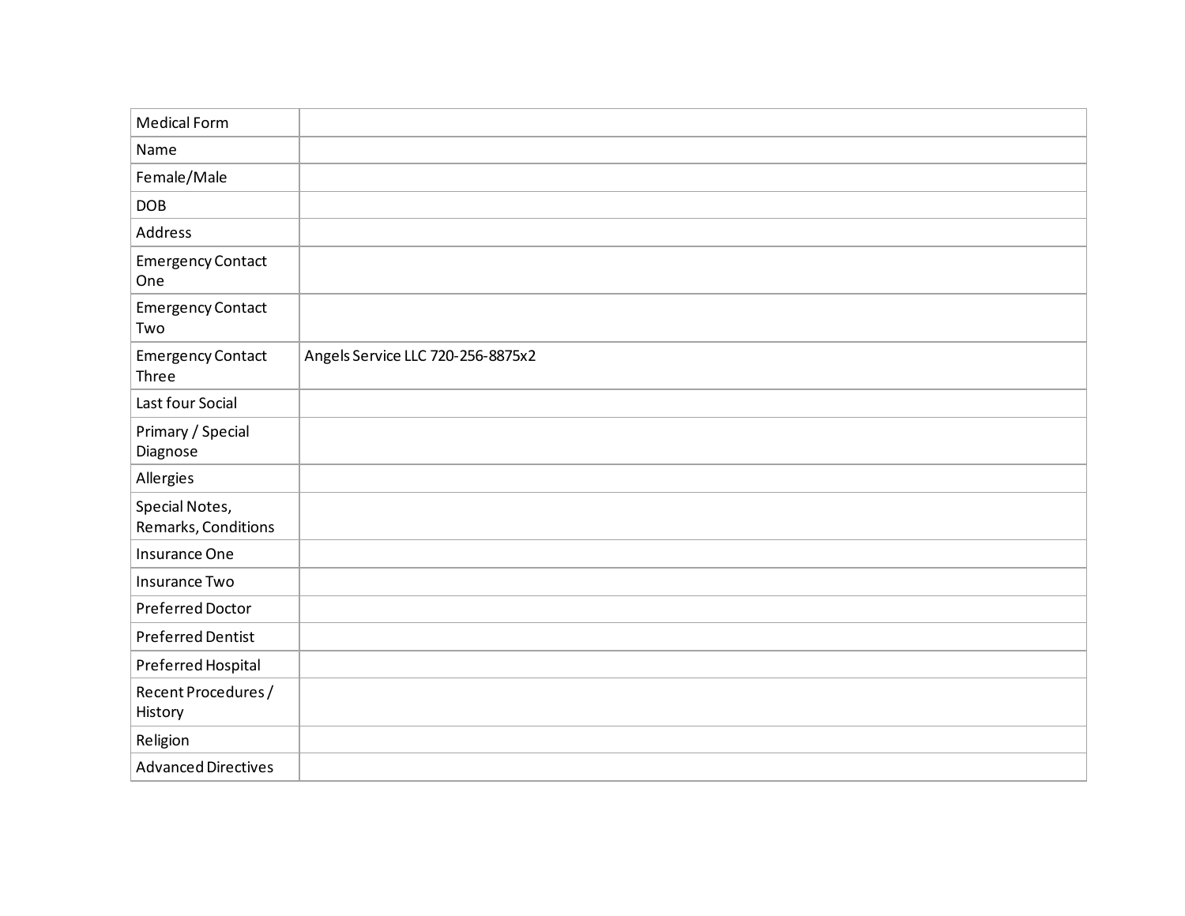| Medical Form | |
|---|---|
| Name | |
| Female/Male | |
| DOB | |
| Address | |
| Emergency Contact One | |
| Emergency Contact Two | |
| Emergency Contact Three | Angels Service LLC 720-256-8875x2 |
| Last four Social | |
| Primary / Special Diagnose | |
| Allergies | |
| Special Notes, Remarks, Conditions | |
| Insurance One | |
| Insurance Two | |
| Preferred Doctor | |
| Preferred Dentist | |
| Preferred Hospital | |
| Recent Procedures / History | |
| Religion | |
| Advanced Directives | |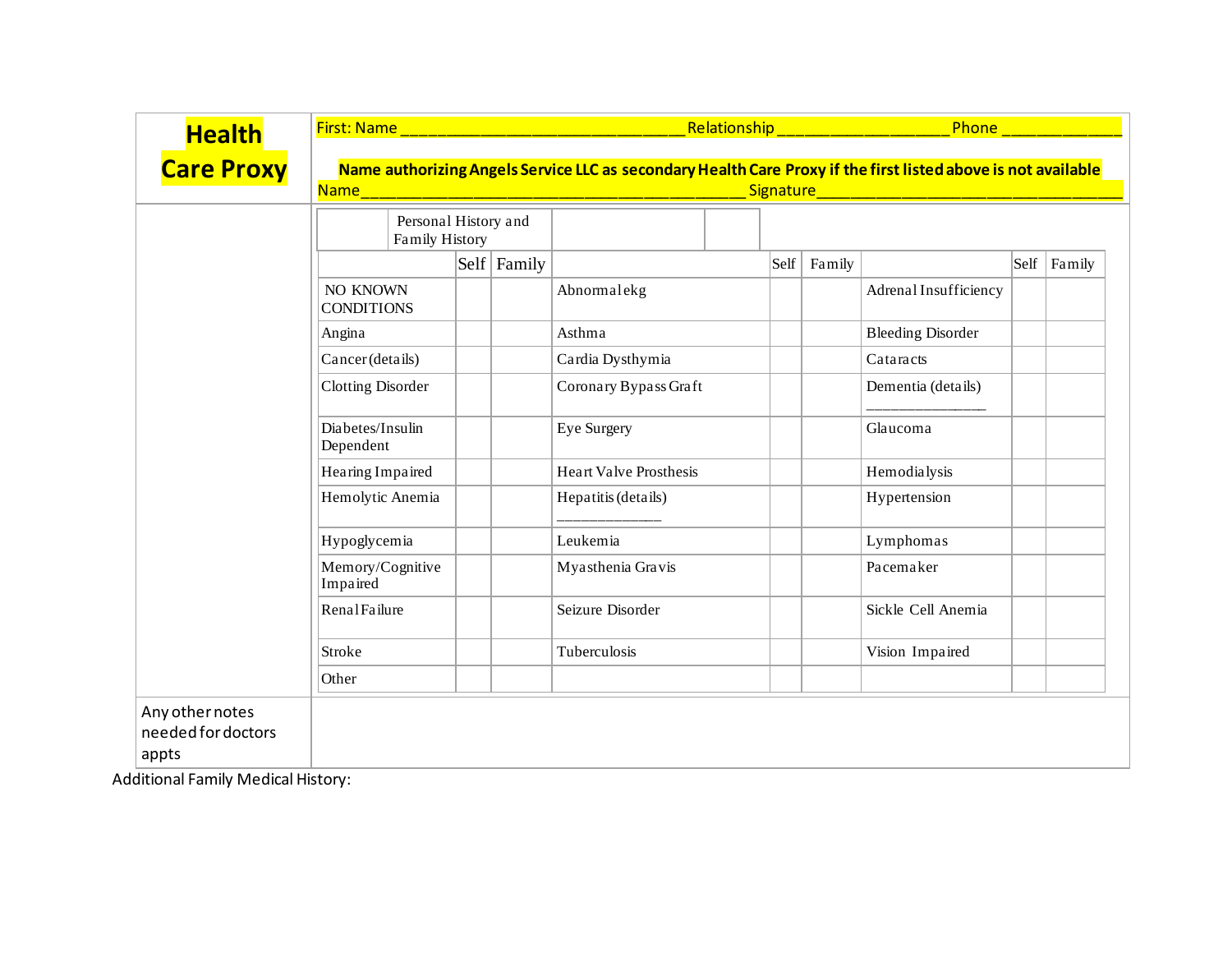## Health Care Proxy

First: Name ______________________________ Relationship __________________ Phone _____________

**Name authorizing Angels Service LLC as secondary Health Care Proxy if the first listed above is not available**

Name________________________________________ Signature_________________________________

| Personal History and Family History | Self | Family | | Self | Family | | Self | Family |
|---|---|---|---|---|---|---|---|---|
| NO KNOWN CONDITIONS | | | Abnormal ekg | | | Adrenal Insufficiency | | |
| Angina | | | Asthma | | | Bleeding Disorder | | |
| Cancer (details) | | | Cardia Dysthymia | | | Cataracts | | |
| Clotting Disorder | | | Coronary Bypass Graft | | | Dementia (details) _______________ | | |
| Diabetes/Insulin Dependent | | | Eye Surgery | | | Glaucoma | | |
| Hearing Impaired | | | Heart Valve Prosthesis | | | Hemodialysis | | |
| Hemolytic Anemia | | | Hepatitis (details) _____________ | | | Hypertension | | |
| Hypoglycemia | | | Leukemia | | | Lymphomas | | |
| Memory/Cognitive Impaired | | | Myasthenia Gravis | | | Pacemaker | | |
| Renal Failure | | | Seizure Disorder | | | Sickle Cell Anemia | | |
| Stroke | | | Tuberculosis | | | Vision Impaired | | |
| Other | | | | | | | | |

Any other notes needed for doctors appts

Additional Family Medical History: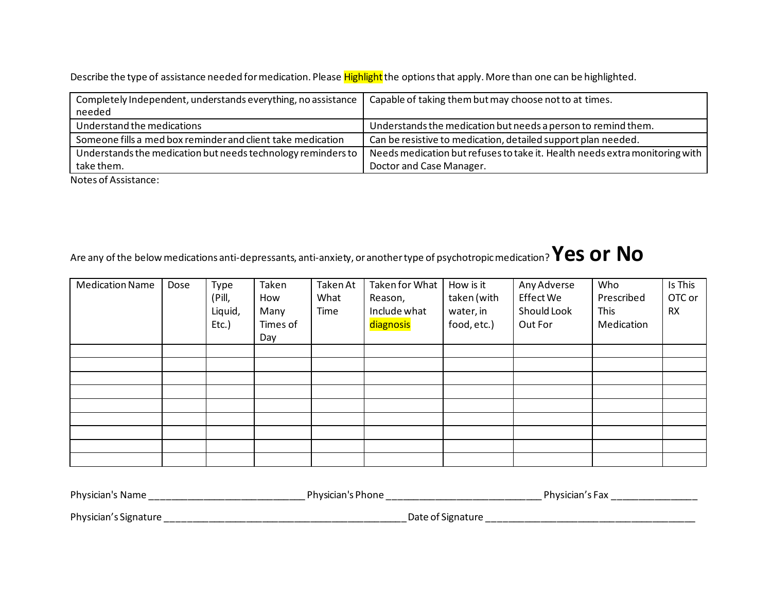Describe the type of assistance needed for medication. Please Highlight the options that apply. More than one can be highlighted.

| | |
|---|---|
| Completely Independent, understands everything, no assistance needed | Capable of taking them but may choose not to at times. |
| Understand the medications | Understands the medication but needs a person to remind them. |
| Someone fills a med box reminder and client take medication | Can be resistive to medication, detailed support plan needed. |
| Understands the medication but needs technology reminders to take them. | Needs medication but refuses to take it. Health needs extra monitoring with Doctor and Case Manager. |

Notes of Assistance:

Are any of the below medications anti-depressants, anti-anxiety, or another type of psychotropic medication? **Yes or No**

| Medication Name | Dose | Type (Pill, Liquid, Etc.) | Taken How Many Times of Day | Taken At What Time | Taken for What Reason, Include what diagnosis | How is it taken (with water, in food, etc.) | Any Adverse Effect We Should Look Out For | Who Prescribed This Medication | Is This OTC or RX |
|---|---|---|---|---|---|---|---|---|---|
| | | | | | | | | | |
| | | | | | | | | | |
| | | | | | | | | | |
| | | | | | | | | | |
| | | | | | | | | | |
| | | | | | | | | | |
| | | | | | | | | | |
| | | | | | | | | | |
| | | | | | | | | | |

Physician's Name ____________________________ Physician's Phone ____________________________ Physician's Fax _______________

Physician's Signature ___________________________________________ Date of Signature _____________________________________